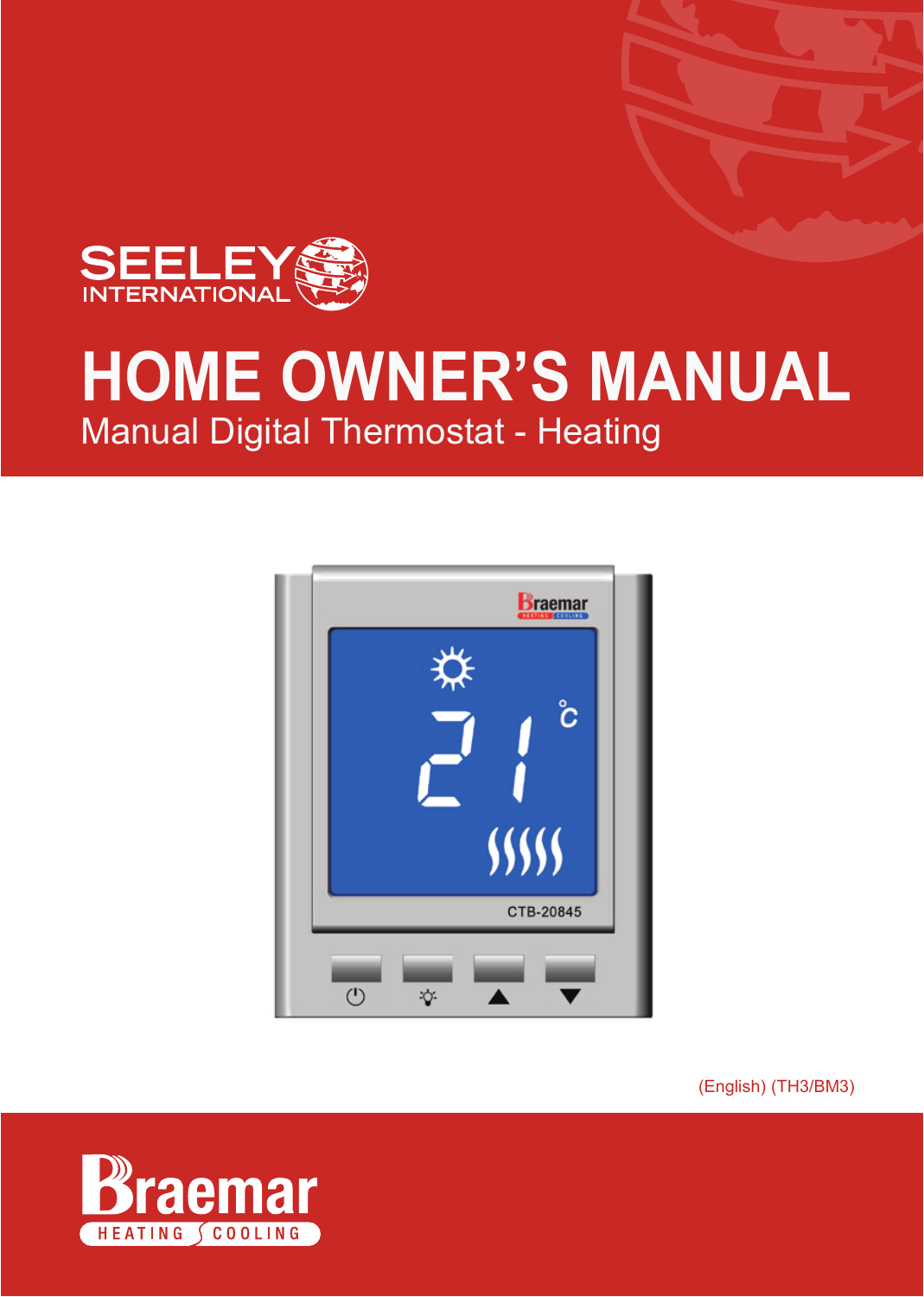SEELEY INTERNATIONAL

# HOME OWNER'S MANUAL

## Manual Digital Thermostat - Heating

(English) (TH3/BM3)

Braemar HEATING COOLING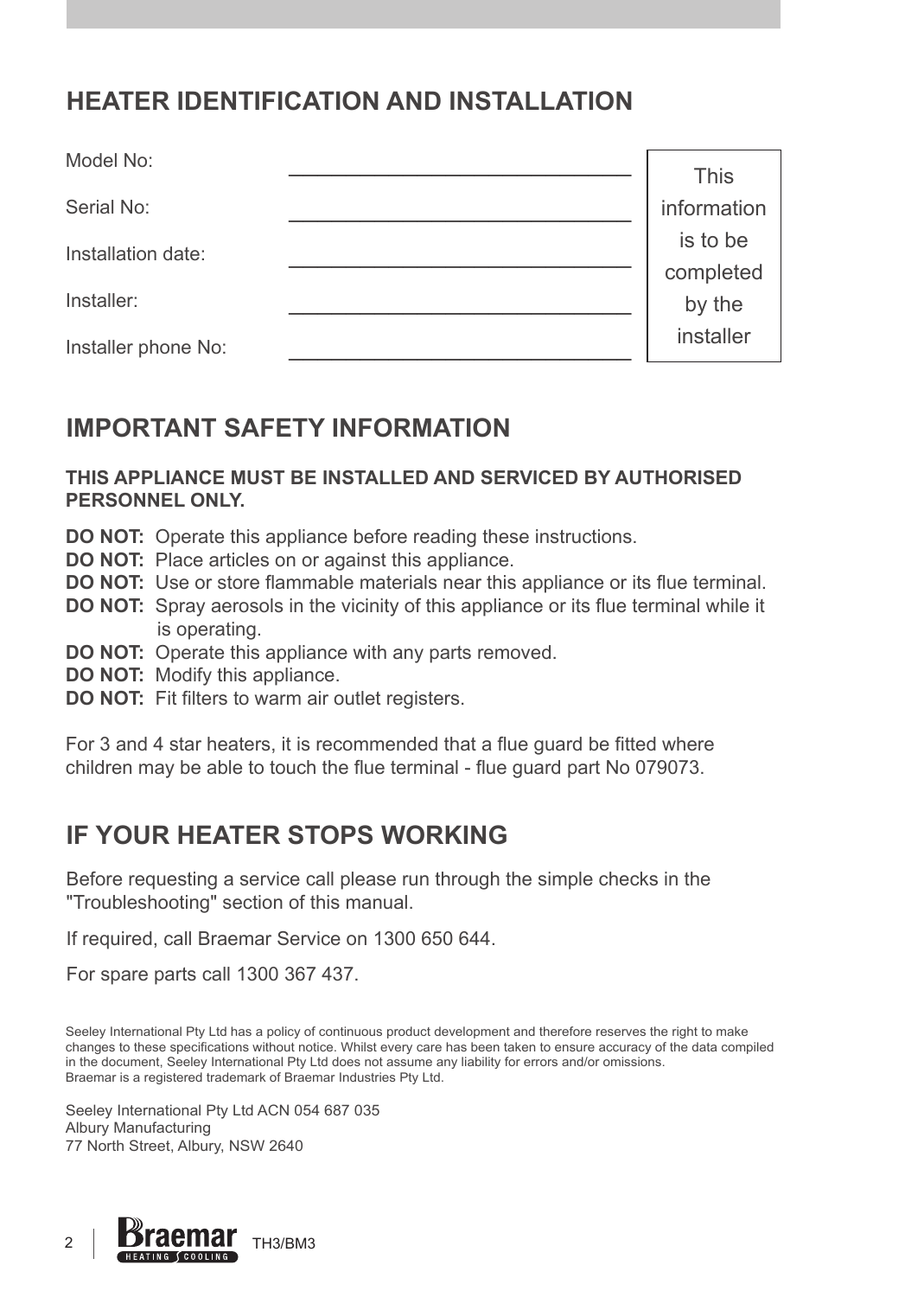## HEATER IDENTIFICATION AND INSTALLATION

| | | |
|---|---|---|
| Model No: | ______________________ | This information is to be completed by the installer |
| Serial No: | ______________________ | |
| Installation date: | ______________________ | |
| Installer: | ______________________ | |
| Installer phone No: | ______________________ | |

## IMPORTANT SAFETY INFORMATION

**THIS APPLIANCE MUST BE INSTALLED AND SERVICED BY AUTHORISED PERSONNEL ONLY.**

**DO NOT:** Operate this appliance before reading these instructions.
**DO NOT:** Place articles on or against this appliance.
**DO NOT:** Use or store flammable materials near this appliance or its flue terminal.
**DO NOT:** Spray aerosols in the vicinity of this appliance or its flue terminal while it is operating.
**DO NOT:** Operate this appliance with any parts removed.
**DO NOT:** Modify this appliance.
**DO NOT:** Fit filters to warm air outlet registers.

For 3 and 4 star heaters, it is recommended that a flue guard be fitted where children may be able to touch the flue terminal - flue guard part No 079073.

## IF YOUR HEATER STOPS WORKING

Before requesting a service call please run through the simple checks in the "Troubleshooting" section of this manual.

If required, call Braemar Service on 1300 650 644.

For spare parts call 1300 367 437.

Seeley International Pty Ltd has a policy of continuous product development and therefore reserves the right to make changes to these specifications without notice. Whilst every care has been taken to ensure accuracy of the data compiled in the document, Seeley International Pty Ltd does not assume any liability for errors and/or omissions.
Braemar is a registered trademark of Braemar Industries Pty Ltd.

Seeley International Pty Ltd ACN 054 687 035
Albury Manufacturing
77 North Street, Albury, NSW 2640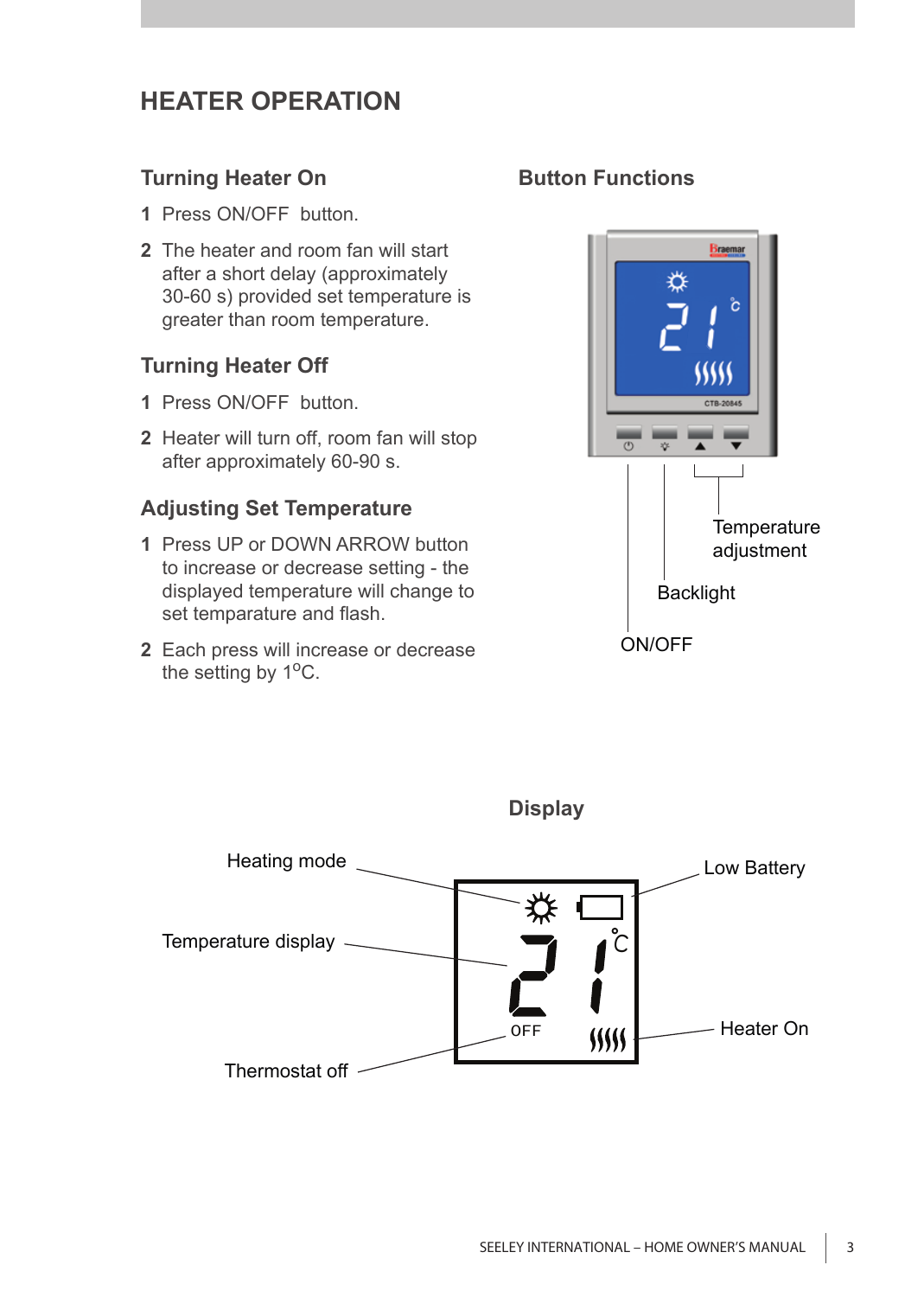# HEATER OPERATION

## Turning Heater On

1. Press ON/OFF button.
2. The heater and room fan will start after a short delay (approximately 30-60 s) provided set temperature is greater than room temperature.

## Turning Heater Off

1. Press ON/OFF button.
2. Heater will turn off, room fan will stop after approximately 60-90 s.

## Adjusting Set Temperature

1. Press UP or DOWN ARROW button to increase or decrease setting - the displayed temperature will change to set temparature and flash.
2. Each press will increase or decrease the setting by $1^{o}$C.

## Button Functions

Temperature adjustment

Backlight

ON/OFF

## Display

Heating mode

Temperature display

Thermostat off

Low Battery

Heater On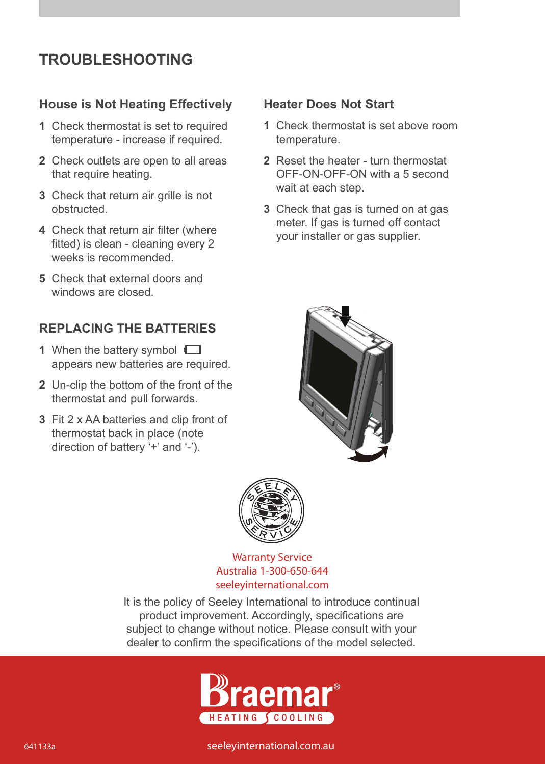# TROUBLESHOOTING

## House is Not Heating Effectively

1. Check thermostat is set to required temperature - increase if required.
2. Check outlets are open to all areas that require heating.
3. Check that return air grille is not obstructed.
4. Check that return air filter (where fitted) is clean - cleaning every 2 weeks is recommended.
5. Check that external doors and windows are closed.

## Heater Does Not Start

1. Check thermostat is set above room temperature.
2. Reset the heater - turn thermostat OFF-ON-OFF-ON with a 5 second wait at each step.
3. Check that gas is turned on at gas meter. If gas is turned off contact your installer or gas supplier.

## REPLACING THE BATTERIES

1. When the battery symbol appears new batteries are required.
2. Un-clip the bottom of the front of the thermostat and pull forwards.
3. Fit 2 x AA batteries and clip front of thermostat back in place (note direction of battery '+' and '-').

SEELEY SERVICE

Warranty Service
Australia 1-300-650-644
seeleyinternational.com

It is the policy of Seeley International to introduce continual product improvement. Accordingly, specifications are subject to change without notice. Please consult with your dealer to confirm the specifications of the model selected.

Braemar® HEATING COOLING

641133a

seeleyinternational.com.au